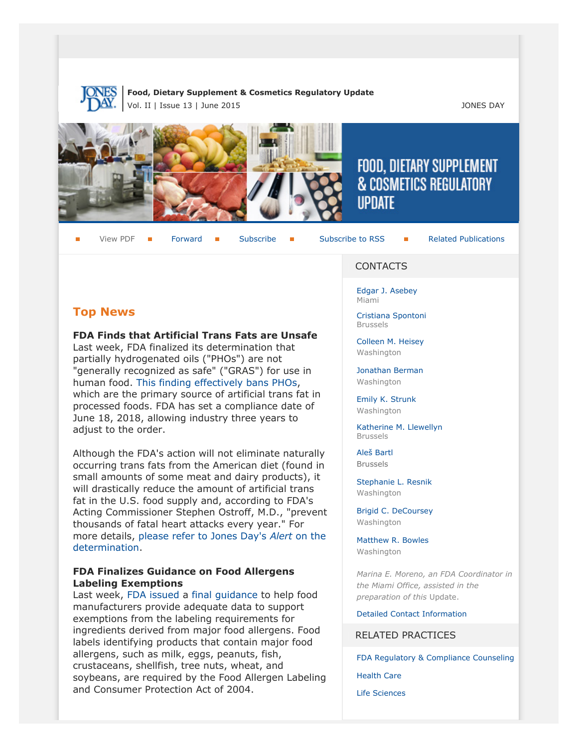**Food, Dietary Supplement & Cosmetics Regulatory Update**
Vol. II | Issue 13 | June 2015

JONES DAY

View PDF ■ Forward ■ Subscribe ■ Subscribe to RSS ■ Related Publications

## Top News

**FDA Finds that Artificial Trans Fats are Unsafe**
Last week, FDA finalized its determination that partially hydrogenated oils ("PHOs") are not "generally recognized as safe" ("GRAS") for use in human food. This finding effectively bans PHOs, which are the primary source of artificial trans fat in processed foods. FDA has set a compliance date of June 18, 2018, allowing industry three years to adjust to the order.

Although the FDA's action will not eliminate naturally occurring trans fats from the American diet (found in small amounts of some meat and dairy products), it will drastically reduce the amount of artificial trans fat in the U.S. food supply and, according to FDA's Acting Commissioner Stephen Ostroff, M.D., "prevent thousands of fatal heart attacks every year." For more details, please refer to Jones Day's *Alert* on the determination.

**FDA Finalizes Guidance on Food Allergens Labeling Exemptions**
Last week, FDA issued a final guidance to help food manufacturers provide adequate data to support exemptions from the labeling requirements for ingredients derived from major food allergens. Food labels identifying products that contain major food allergens, such as milk, eggs, peanuts, fish, crustaceans, shellfish, tree nuts, wheat, and soybeans, are required by the Food Allergen Labeling and Consumer Protection Act of 2004.

## CONTACTS

Edgar J. Asebey
Miami

Cristiana Spontoni
Brussels

Colleen M. Heisey
Washington

Jonathan Berman
Washington

Emily K. Strunk
Washington

Katherine M. Llewellyn
Brussels

Aleš Bartl
Brussels

Stephanie L. Resnik
Washington

Brigid C. DeCoursey
Washington

Matthew R. Bowles
Washington

*Marina E. Moreno, an FDA Coordinator in the Miami Office, assisted in the preparation of this* Update.

Detailed Contact Information

## RELATED PRACTICES

FDA Regulatory & Compliance Counseling

Health Care

Life Sciences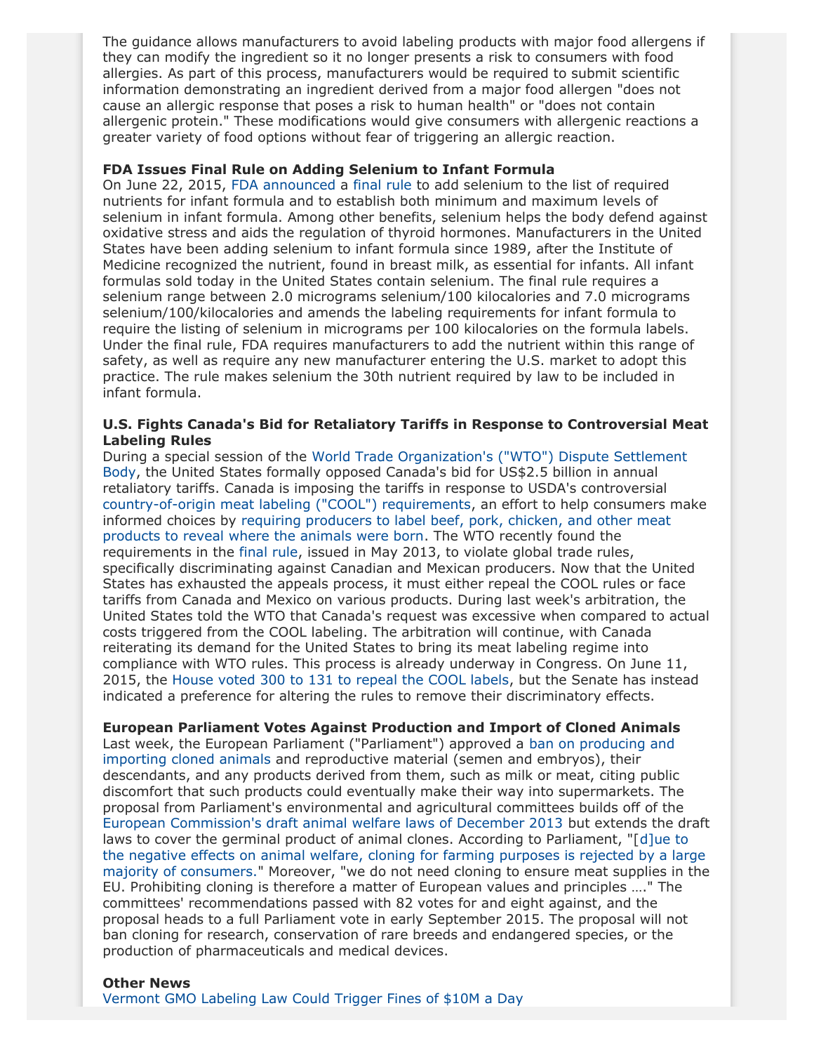The guidance allows manufacturers to avoid labeling products with major food allergens if they can modify the ingredient so it no longer presents a risk to consumers with food allergies. As part of this process, manufacturers would be required to submit scientific information demonstrating an ingredient derived from a major food allergen "does not cause an allergic response that poses a risk to human health" or "does not contain allergenic protein." These modifications would give consumers with allergenic reactions a greater variety of food options without fear of triggering an allergic reaction.

**FDA Issues Final Rule on Adding Selenium to Infant Formula**

On June 22, 2015, FDA announced a final rule to add selenium to the list of required nutrients for infant formula and to establish both minimum and maximum levels of selenium in infant formula. Among other benefits, selenium helps the body defend against oxidative stress and aids the regulation of thyroid hormones. Manufacturers in the United States have been adding selenium to infant formula since 1989, after the Institute of Medicine recognized the nutrient, found in breast milk, as essential for infants. All infant formulas sold today in the United States contain selenium. The final rule requires a selenium range between 2.0 micrograms selenium/100 kilocalories and 7.0 micrograms selenium/100/kilocalories and amends the labeling requirements for infant formula to require the listing of selenium in micrograms per 100 kilocalories on the formula labels. Under the final rule, FDA requires manufacturers to add the nutrient within this range of safety, as well as require any new manufacturer entering the U.S. market to adopt this practice. The rule makes selenium the 30th nutrient required by law to be included in infant formula.

**U.S. Fights Canada's Bid for Retaliatory Tariffs in Response to Controversial Meat Labeling Rules**

During a special session of the World Trade Organization's ("WTO") Dispute Settlement Body, the United States formally opposed Canada's bid for US$2.5 billion in annual retaliatory tariffs. Canada is imposing the tariffs in response to USDA's controversial country-of-origin meat labeling ("COOL") requirements, an effort to help consumers make informed choices by requiring producers to label beef, pork, chicken, and other meat products to reveal where the animals were born. The WTO recently found the requirements in the final rule, issued in May 2013, to violate global trade rules, specifically discriminating against Canadian and Mexican producers. Now that the United States has exhausted the appeals process, it must either repeal the COOL rules or face tariffs from Canada and Mexico on various products. During last week's arbitration, the United States told the WTO that Canada's request was excessive when compared to actual costs triggered from the COOL labeling. The arbitration will continue, with Canada reiterating its demand for the United States to bring its meat labeling regime into compliance with WTO rules. This process is already underway in Congress. On June 11, 2015, the House voted 300 to 131 to repeal the COOL labels, but the Senate has instead indicated a preference for altering the rules to remove their discriminatory effects.

**European Parliament Votes Against Production and Import of Cloned Animals**

Last week, the European Parliament ("Parliament") approved a ban on producing and importing cloned animals and reproductive material (semen and embryos), their descendants, and any products derived from them, such as milk or meat, citing public discomfort that such products could eventually make their way into supermarkets. The proposal from Parliament's environmental and agricultural committees builds off of the European Commission's draft animal welfare laws of December 2013 but extends the draft laws to cover the germinal product of animal clones. According to Parliament, "[d]ue to the negative effects on animal welfare, cloning for farming purposes is rejected by a large majority of consumers." Moreover, "we do not need cloning to ensure meat supplies in the EU. Prohibiting cloning is therefore a matter of European values and principles …." The committees' recommendations passed with 82 votes for and eight against, and the proposal heads to a full Parliament vote in early September 2015. The proposal will not ban cloning for research, conservation of rare breeds and endangered species, or the production of pharmaceuticals and medical devices.

**Other News**

Vermont GMO Labeling Law Could Trigger Fines of $10M a Day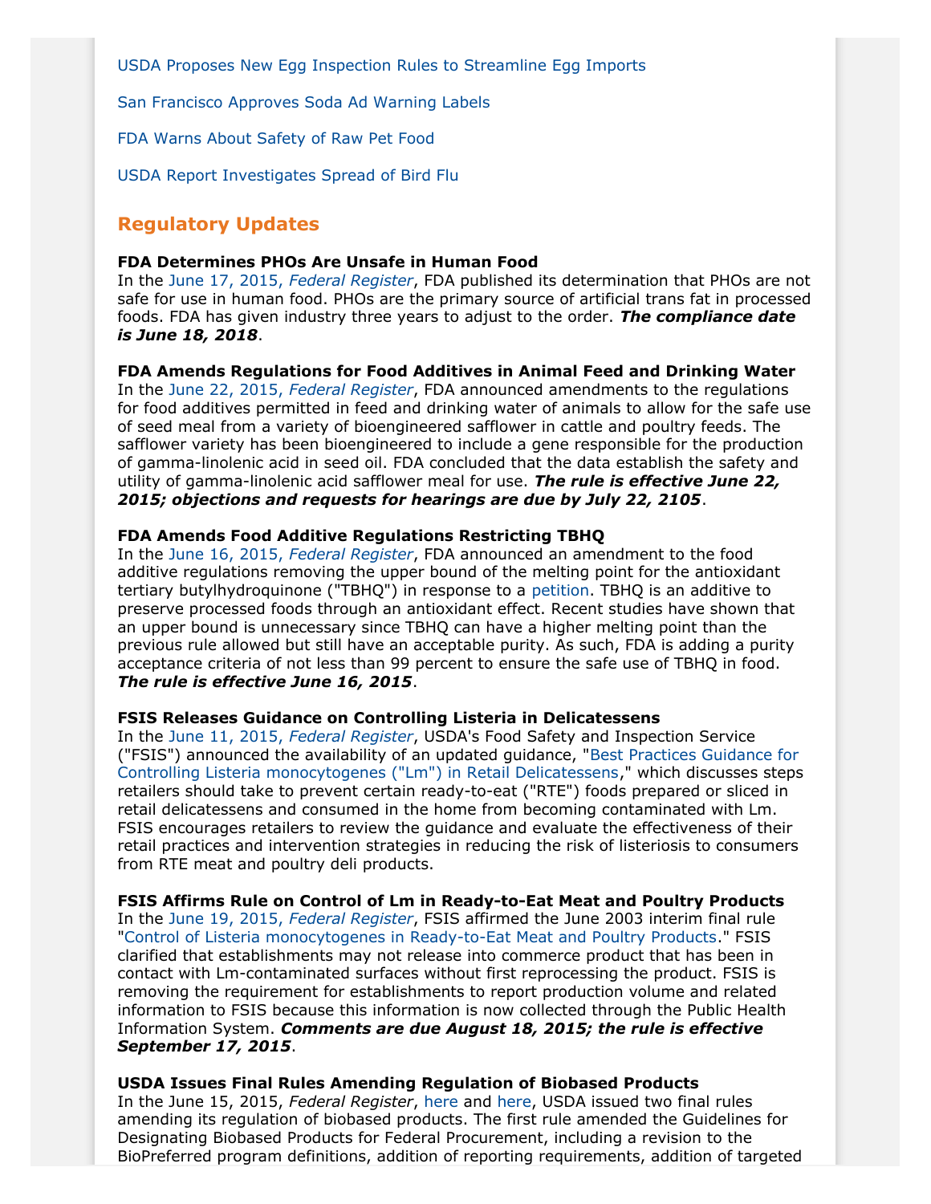USDA Proposes New Egg Inspection Rules to Streamline Egg Imports

San Francisco Approves Soda Ad Warning Labels

FDA Warns About Safety of Raw Pet Food

USDA Report Investigates Spread of Bird Flu

## Regulatory Updates

**FDA Determines PHOs Are Unsafe in Human Food**
In the June 17, 2015, *Federal Register*, FDA published its determination that PHOs are not safe for use in human food. PHOs are the primary source of artificial trans fat in processed foods. FDA has given industry three years to adjust to the order. ***The compliance date is June 18, 2018***.

**FDA Amends Regulations for Food Additives in Animal Feed and Drinking Water**
In the June 22, 2015, *Federal Register*, FDA announced amendments to the regulations for food additives permitted in feed and drinking water of animals to allow for the safe use of seed meal from a variety of bioengineered safflower in cattle and poultry feeds. The safflower variety has been bioengineered to include a gene responsible for the production of gamma-linolenic acid in seed oil. FDA concluded that the data establish the safety and utility of gamma-linolenic acid safflower meal for use. ***The rule is effective June 22, 2015; objections and requests for hearings are due by July 22, 2105***.

**FDA Amends Food Additive Regulations Restricting TBHQ**
In the June 16, 2015, *Federal Register*, FDA announced an amendment to the food additive regulations removing the upper bound of the melting point for the antioxidant tertiary butylhydroquinone ("TBHQ") in response to a petition. TBHQ is an additive to preserve processed foods through an antioxidant effect. Recent studies have shown that an upper bound is unnecessary since TBHQ can have a higher melting point than the previous rule allowed but still have an acceptable purity. As such, FDA is adding a purity acceptance criteria of not less than 99 percent to ensure the safe use of TBHQ in food. ***The rule is effective June 16, 2015***.

**FSIS Releases Guidance on Controlling Listeria in Delicatessens**
In the June 11, 2015, *Federal Register*, USDA's Food Safety and Inspection Service ("FSIS") announced the availability of an updated guidance, "Best Practices Guidance for Controlling Listeria monocytogenes ("Lm") in Retail Delicatessens," which discusses steps retailers should take to prevent certain ready-to-eat ("RTE") foods prepared or sliced in retail delicatessens and consumed in the home from becoming contaminated with Lm. FSIS encourages retailers to review the guidance and evaluate the effectiveness of their retail practices and intervention strategies in reducing the risk of listeriosis to consumers from RTE meat and poultry deli products.

**FSIS Affirms Rule on Control of Lm in Ready-to-Eat Meat and Poultry Products**
In the June 19, 2015, *Federal Register*, FSIS affirmed the June 2003 interim final rule "Control of Listeria monocytogenes in Ready-to-Eat Meat and Poultry Products." FSIS clarified that establishments may not release into commerce product that has been in contact with Lm-contaminated surfaces without first reprocessing the product. FSIS is removing the requirement for establishments to report production volume and related information to FSIS because this information is now collected through the Public Health Information System. ***Comments are due August 18, 2015; the rule is effective September 17, 2015***.

**USDA Issues Final Rules Amending Regulation of Biobased Products**
In the June 15, 2015, *Federal Register*, here and here, USDA issued two final rules amending its regulation of biobased products. The first rule amended the Guidelines for Designating Biobased Products for Federal Procurement, including a revision to the BioPreferred program definitions, addition of reporting requirements, addition of targeted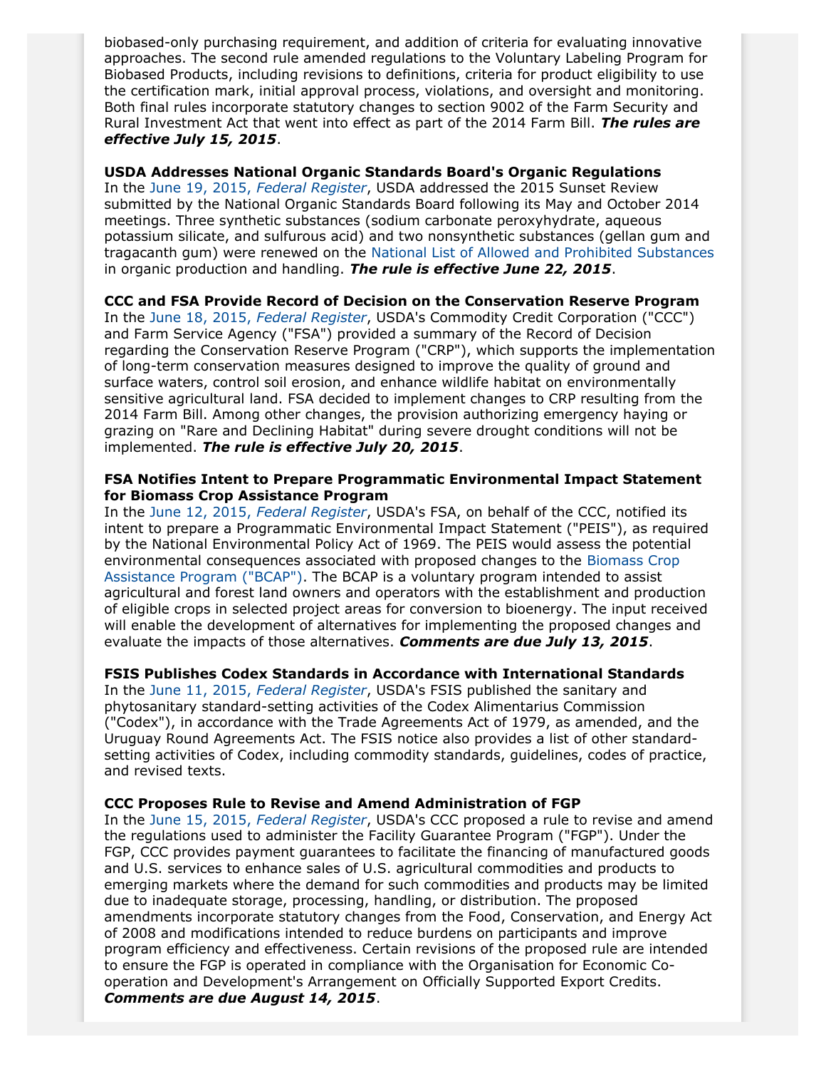biobased-only purchasing requirement, and addition of criteria for evaluating innovative approaches. The second rule amended regulations to the Voluntary Labeling Program for Biobased Products, including revisions to definitions, criteria for product eligibility to use the certification mark, initial approval process, violations, and oversight and monitoring. Both final rules incorporate statutory changes to section 9002 of the Farm Security and Rural Investment Act that went into effect as part of the 2014 Farm Bill. ***The rules are effective July 15, 2015***.

**USDA Addresses National Organic Standards Board's Organic Regulations**
In the June 19, 2015, *Federal Register*, USDA addressed the 2015 Sunset Review submitted by the National Organic Standards Board following its May and October 2014 meetings. Three synthetic substances (sodium carbonate peroxyhydrate, aqueous potassium silicate, and sulfurous acid) and two nonsynthetic substances (gellan gum and tragacanth gum) were renewed on the National List of Allowed and Prohibited Substances in organic production and handling. ***The rule is effective June 22, 2015***.

**CCC and FSA Provide Record of Decision on the Conservation Reserve Program**
In the June 18, 2015, *Federal Register*, USDA's Commodity Credit Corporation ("CCC") and Farm Service Agency ("FSA") provided a summary of the Record of Decision regarding the Conservation Reserve Program ("CRP"), which supports the implementation of long-term conservation measures designed to improve the quality of ground and surface waters, control soil erosion, and enhance wildlife habitat on environmentally sensitive agricultural land. FSA decided to implement changes to CRP resulting from the 2014 Farm Bill. Among other changes, the provision authorizing emergency haying or grazing on "Rare and Declining Habitat" during severe drought conditions will not be implemented. ***The rule is effective July 20, 2015***.

**FSA Notifies Intent to Prepare Programmatic Environmental Impact Statement for Biomass Crop Assistance Program**
In the June 12, 2015, *Federal Register*, USDA's FSA, on behalf of the CCC, notified its intent to prepare a Programmatic Environmental Impact Statement ("PEIS"), as required by the National Environmental Policy Act of 1969. The PEIS would assess the potential environmental consequences associated with proposed changes to the Biomass Crop Assistance Program ("BCAP"). The BCAP is a voluntary program intended to assist agricultural and forest land owners and operators with the establishment and production of eligible crops in selected project areas for conversion to bioenergy. The input received will enable the development of alternatives for implementing the proposed changes and evaluate the impacts of those alternatives. ***Comments are due July 13, 2015***.

**FSIS Publishes Codex Standards in Accordance with International Standards**
In the June 11, 2015, *Federal Register*, USDA's FSIS published the sanitary and phytosanitary standard-setting activities of the Codex Alimentarius Commission ("Codex"), in accordance with the Trade Agreements Act of 1979, as amended, and the Uruguay Round Agreements Act. The FSIS notice also provides a list of other standard-setting activities of Codex, including commodity standards, guidelines, codes of practice, and revised texts.

**CCC Proposes Rule to Revise and Amend Administration of FGP**
In the June 15, 2015, *Federal Register*, USDA's CCC proposed a rule to revise and amend the regulations used to administer the Facility Guarantee Program ("FGP"). Under the FGP, CCC provides payment guarantees to facilitate the financing of manufactured goods and U.S. services to enhance sales of U.S. agricultural commodities and products to emerging markets where the demand for such commodities and products may be limited due to inadequate storage, processing, handling, or distribution. The proposed amendments incorporate statutory changes from the Food, Conservation, and Energy Act of 2008 and modifications intended to reduce burdens on participants and improve program efficiency and effectiveness. Certain revisions of the proposed rule are intended to ensure the FGP is operated in compliance with the Organisation for Economic Co-operation and Development's Arrangement on Officially Supported Export Credits. ***Comments are due August 14, 2015***.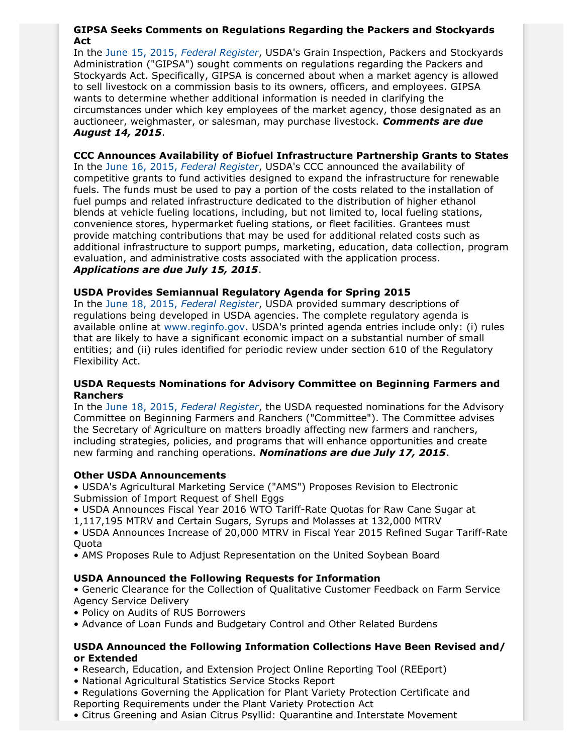### GIPSA Seeks Comments on Regulations Regarding the Packers and Stockyards Act

In the June 15, 2015, *Federal Register*, USDA's Grain Inspection, Packers and Stockyards Administration ("GIPSA") sought comments on regulations regarding the Packers and Stockyards Act. Specifically, GIPSA is concerned about when a market agency is allowed to sell livestock on a commission basis to its owners, officers, and employees. GIPSA wants to determine whether additional information is needed in clarifying the circumstances under which key employees of the market agency, those designated as an auctioneer, weighmaster, or salesman, may purchase livestock. ***Comments are due August 14, 2015***.

### CCC Announces Availability of Biofuel Infrastructure Partnership Grants to States

In the June 16, 2015, *Federal Register*, USDA's CCC announced the availability of competitive grants to fund activities designed to expand the infrastructure for renewable fuels. The funds must be used to pay a portion of the costs related to the installation of fuel pumps and related infrastructure dedicated to the distribution of higher ethanol blends at vehicle fueling locations, including, but not limited to, local fueling stations, convenience stores, hypermarket fueling stations, or fleet facilities. Grantees must provide matching contributions that may be used for additional related costs such as additional infrastructure to support pumps, marketing, education, data collection, program evaluation, and administrative costs associated with the application process. ***Applications are due July 15, 2015***.

### USDA Provides Semiannual Regulatory Agenda for Spring 2015

In the June 18, 2015, *Federal Register*, USDA provided summary descriptions of regulations being developed in USDA agencies. The complete regulatory agenda is available online at www.reginfo.gov. USDA's printed agenda entries include only: (i) rules that are likely to have a significant economic impact on a substantial number of small entities; and (ii) rules identified for periodic review under section 610 of the Regulatory Flexibility Act.

### USDA Requests Nominations for Advisory Committee on Beginning Farmers and Ranchers

In the June 18, 2015, *Federal Register*, the USDA requested nominations for the Advisory Committee on Beginning Farmers and Ranchers ("Committee"). The Committee advises the Secretary of Agriculture on matters broadly affecting new farmers and ranchers, including strategies, policies, and programs that will enhance opportunities and create new farming and ranching operations. ***Nominations are due July 17, 2015***.

### Other USDA Announcements

- USDA's Agricultural Marketing Service ("AMS") Proposes Revision to Electronic Submission of Import Request of Shell Eggs
- USDA Announces Fiscal Year 2016 WTO Tariff-Rate Quotas for Raw Cane Sugar at 1,117,195 MTRV and Certain Sugars, Syrups and Molasses at 132,000 MTRV
- USDA Announces Increase of 20,000 MTRV in Fiscal Year 2015 Refined Sugar Tariff-Rate Quota
- AMS Proposes Rule to Adjust Representation on the United Soybean Board

### USDA Announced the Following Requests for Information

- Generic Clearance for the Collection of Qualitative Customer Feedback on Farm Service Agency Service Delivery
- Policy on Audits of RUS Borrowers
- Advance of Loan Funds and Budgetary Control and Other Related Burdens

### USDA Announced the Following Information Collections Have Been Revised and/or Extended

- Research, Education, and Extension Project Online Reporting Tool (REEport)
- National Agricultural Statistics Service Stocks Report
- Regulations Governing the Application for Plant Variety Protection Certificate and Reporting Requirements under the Plant Variety Protection Act
- Citrus Greening and Asian Citrus Psyllid: Quarantine and Interstate Movement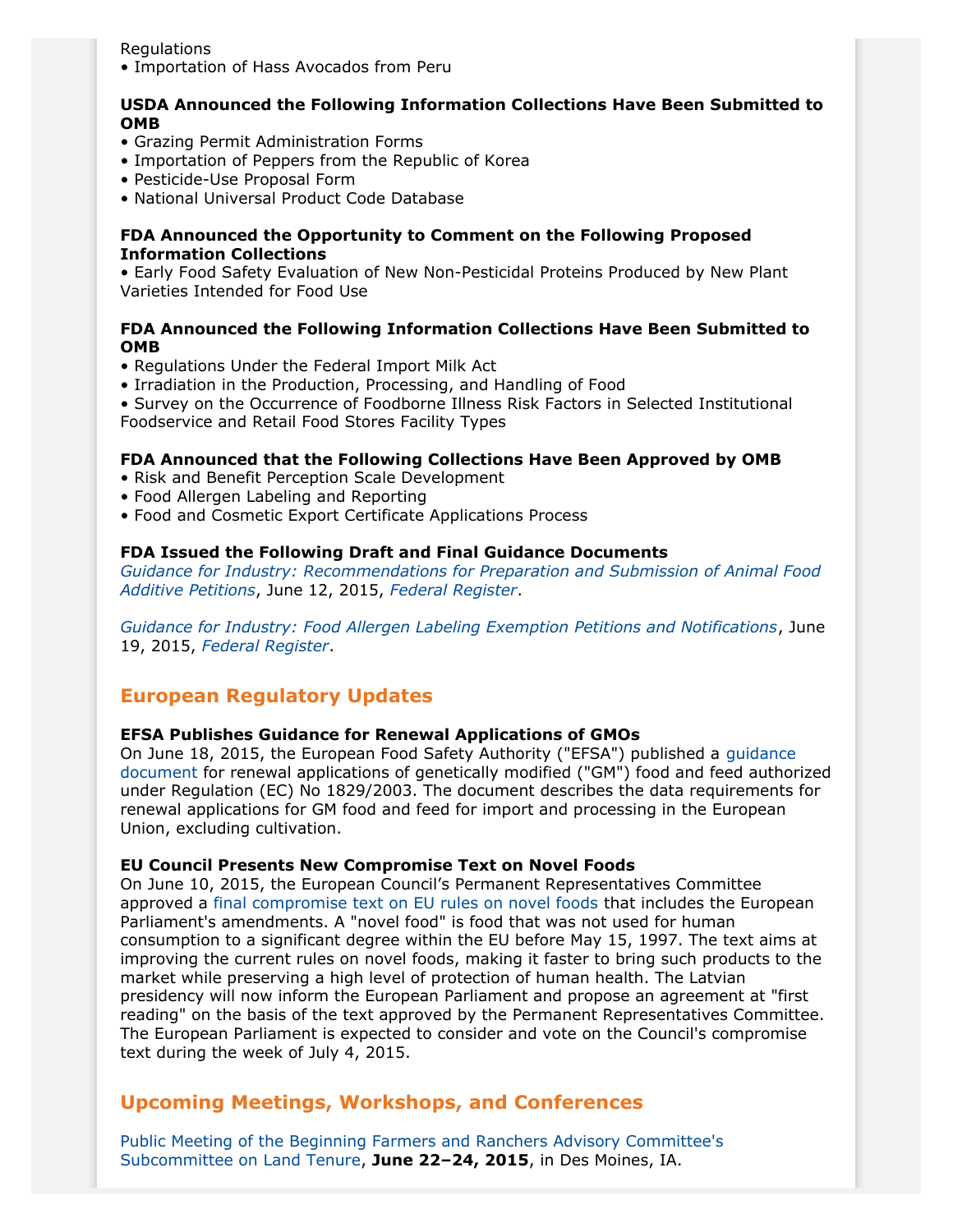Regulations
• Importation of Hass Avocados from Peru

**USDA Announced the Following Information Collections Have Been Submitted to OMB**
• Grazing Permit Administration Forms
• Importation of Peppers from the Republic of Korea
• Pesticide-Use Proposal Form
• National Universal Product Code Database

**FDA Announced the Opportunity to Comment on the Following Proposed Information Collections**
• Early Food Safety Evaluation of New Non-Pesticidal Proteins Produced by New Plant Varieties Intended for Food Use

**FDA Announced the Following Information Collections Have Been Submitted to OMB**
• Regulations Under the Federal Import Milk Act
• Irradiation in the Production, Processing, and Handling of Food
• Survey on the Occurrence of Foodborne Illness Risk Factors in Selected Institutional Foodservice and Retail Food Stores Facility Types

**FDA Announced that the Following Collections Have Been Approved by OMB**
• Risk and Benefit Perception Scale Development
• Food Allergen Labeling and Reporting
• Food and Cosmetic Export Certificate Applications Process

**FDA Issued the Following Draft and Final Guidance Documents**
*Guidance for Industry: Recommendations for Preparation and Submission of Animal Food Additive Petitions*, June 12, 2015, *Federal Register*.

*Guidance for Industry: Food Allergen Labeling Exemption Petitions and Notifications*, June 19, 2015, *Federal Register*.

## European Regulatory Updates

**EFSA Publishes Guidance for Renewal Applications of GMOs**
On June 18, 2015, the European Food Safety Authority ("EFSA") published a guidance document for renewal applications of genetically modified ("GM") food and feed authorized under Regulation (EC) No 1829/2003. The document describes the data requirements for renewal applications for GM food and feed for import and processing in the European Union, excluding cultivation.

**EU Council Presents New Compromise Text on Novel Foods**
On June 10, 2015, the European Council's Permanent Representatives Committee approved a final compromise text on EU rules on novel foods that includes the European Parliament's amendments. A "novel food" is food that was not used for human consumption to a significant degree within the EU before May 15, 1997. The text aims at improving the current rules on novel foods, making it faster to bring such products to the market while preserving a high level of protection of human health. The Latvian presidency will now inform the European Parliament and propose an agreement at "first reading" on the basis of the text approved by the Permanent Representatives Committee. The European Parliament is expected to consider and vote on the Council's compromise text during the week of July 4, 2015.

## Upcoming Meetings, Workshops, and Conferences

Public Meeting of the Beginning Farmers and Ranchers Advisory Committee's Subcommittee on Land Tenure, **June 22–24, 2015**, in Des Moines, IA.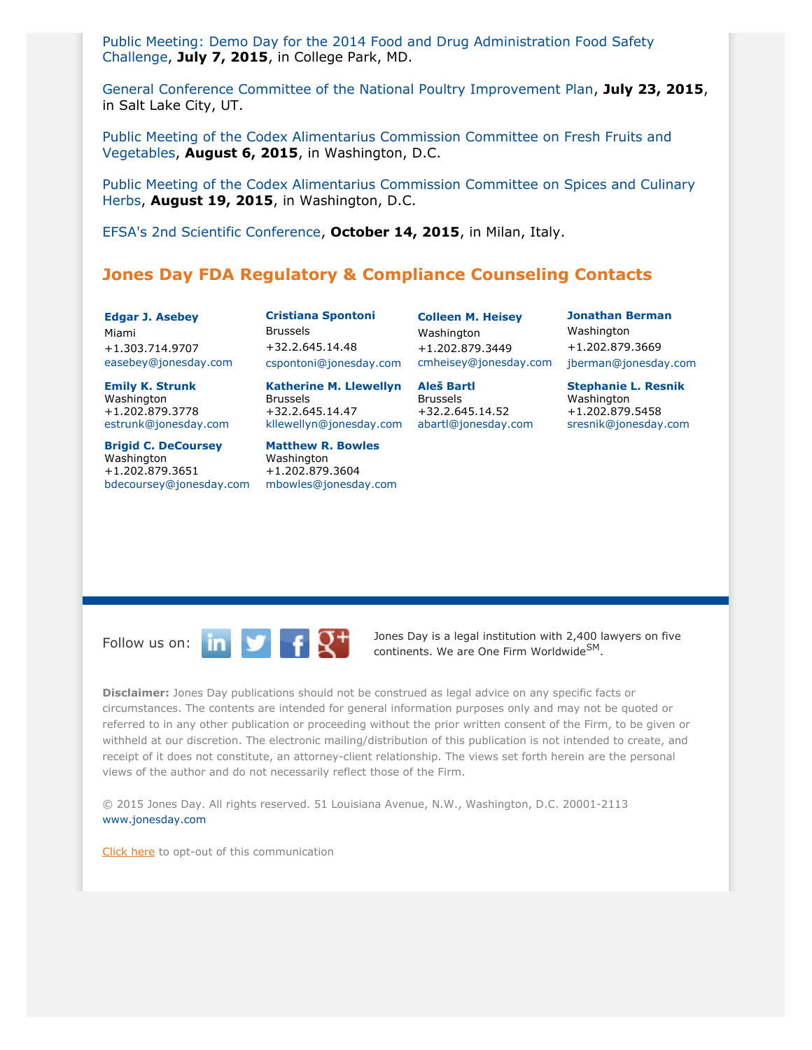Public Meeting: Demo Day for the 2014 Food and Drug Administration Food Safety Challenge, **July 7, 2015**, in College Park, MD.

General Conference Committee of the National Poultry Improvement Plan, **July 23, 2015**, in Salt Lake City, UT.

Public Meeting of the Codex Alimentarius Commission Committee on Fresh Fruits and Vegetables, **August 6, 2015**, in Washington, D.C.

Public Meeting of the Codex Alimentarius Commission Committee on Spices and Culinary Herbs, **August 19, 2015**, in Washington, D.C.

EFSA's 2nd Scientific Conference, **October 14, 2015**, in Milan, Italy.

## Jones Day FDA Regulatory & Compliance Counseling Contacts

**Edgar J. Asebey**
Miami
+1.303.714.9707
easebey@jonesday.com

**Cristiana Spontoni**
Brussels
+32.2.645.14.48
cspontoni@jonesday.com

**Colleen M. Heisey**
Washington
+1.202.879.3449
cmheisey@jonesday.com

**Jonathan Berman**
Washington
+1.202.879.3669
jberman@jonesday.com

**Emily K. Strunk**
Washington
+1.202.879.3778
estrunk@jonesday.com

**Katherine M. Llewellyn**
Brussels
+32.2.645.14.47
kllewellyn@jonesday.com

**Aleš Bartl**
Brussels
+32.2.645.14.52
abartl@jonesday.com

**Stephanie L. Resnik**
Washington
+1.202.879.5458
sresnik@jonesday.com

**Brigid C. DeCoursey**
Washington
+1.202.879.3651
bdecoursey@jonesday.com

**Matthew R. Bowles**
Washington
+1.202.879.3604
mbowles@jonesday.com

Follow us on:

Jones Day is a legal institution with 2,400 lawyers on five continents. We are One Firm Worldwide℠.

**Disclaimer:** Jones Day publications should not be construed as legal advice on any specific facts or circumstances. The contents are intended for general information purposes only and may not be quoted or referred to in any other publication or proceeding without the prior written consent of the Firm, to be given or withheld at our discretion. The electronic mailing/distribution of this publication is not intended to create, and receipt of it does not constitute, an attorney-client relationship. The views set forth herein are the personal views of the author and do not necessarily reflect those of the Firm.

© 2015 Jones Day. All rights reserved. 51 Louisiana Avenue, N.W., Washington, D.C. 20001-2113
www.jonesday.com

Click here to opt-out of this communication